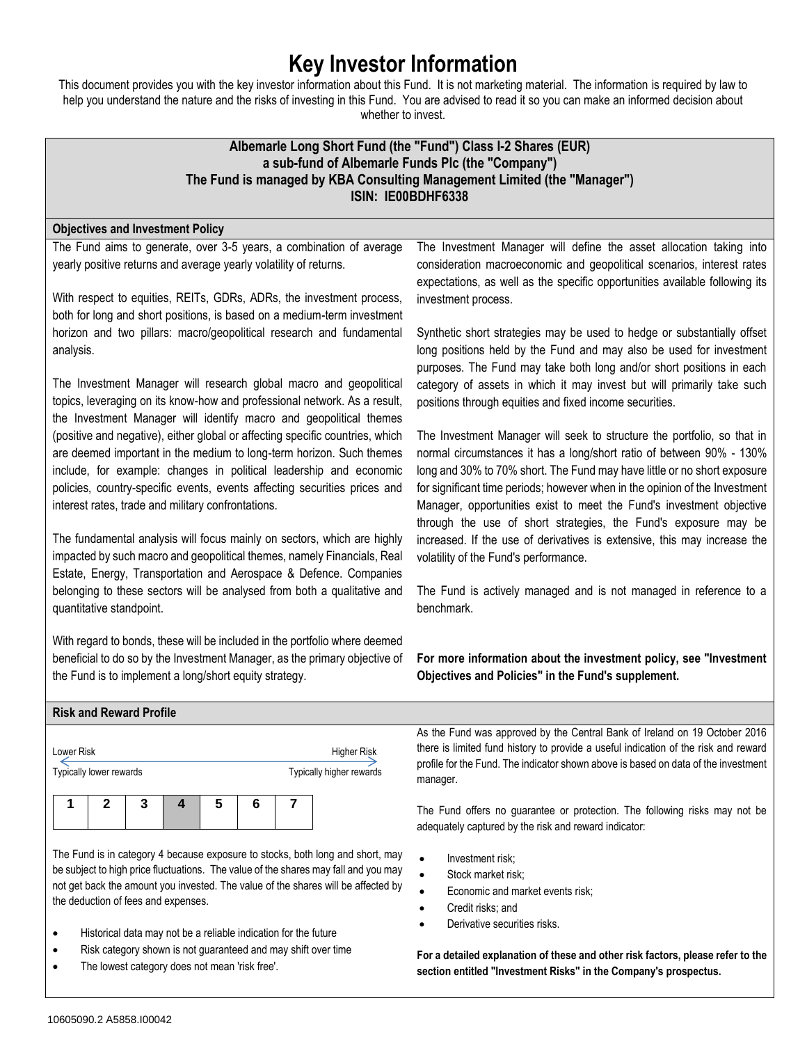# Key Investor Information

This document provides you with the key investor information about this Fund. It is not marketing material. The information is required by law to help you understand the nature and the risks of investing in this Fund. You are advised to read it so you can make an informed decision about whether to invest.

**Albemarle Long Short Fund (the "Fund") Class I-2 Shares (EUR)**
**a sub-fund of Albemarle Funds Plc (the "Company")**
**The Fund is managed by KBA Consulting Management Limited (the "Manager")**
**ISIN: IE00BDHF6338**

## Objectives and Investment Policy

The Fund aims to generate, over 3-5 years, a combination of average yearly positive returns and average yearly volatility of returns.

With respect to equities, REITs, GDRs, ADRs, the investment process, both for long and short positions, is based on a medium-term investment horizon and two pillars: macro/geopolitical research and fundamental analysis.

The Investment Manager will research global macro and geopolitical topics, leveraging on its know-how and professional network. As a result, the Investment Manager will identify macro and geopolitical themes (positive and negative), either global or affecting specific countries, which are deemed important in the medium to long-term horizon. Such themes include, for example: changes in political leadership and economic policies, country-specific events, events affecting securities prices and interest rates, trade and military confrontations.

The fundamental analysis will focus mainly on sectors, which are highly impacted by such macro and geopolitical themes, namely Financials, Real Estate, Energy, Transportation and Aerospace & Defence. Companies belonging to these sectors will be analysed from both a qualitative and quantitative standpoint.

With regard to bonds, these will be included in the portfolio where deemed beneficial to do so by the Investment Manager, as the primary objective of the Fund is to implement a long/short equity strategy.

The Investment Manager will define the asset allocation taking into consideration macroeconomic and geopolitical scenarios, interest rates expectations, as well as the specific opportunities available following its investment process.

Synthetic short strategies may be used to hedge or substantially offset long positions held by the Fund and may also be used for investment purposes. The Fund may take both long and/or short positions in each category of assets in which it may invest but will primarily take such positions through equities and fixed income securities.

The Investment Manager will seek to structure the portfolio, so that in normal circumstances it has a long/short ratio of between 90% - 130% long and 30% to 70% short. The Fund may have little or no short exposure for significant time periods; however when in the opinion of the Investment Manager, opportunities exist to meet the Fund's investment objective through the use of short strategies, the Fund's exposure may be increased. If the use of derivatives is extensive, this may increase the volatility of the Fund's performance.

The Fund is actively managed and is not managed in reference to a benchmark.

**For more information about the investment policy, see "Investment Objectives and Policies" in the Fund's supplement.**

## Risk and Reward Profile

Lower Risk — Higher Risk

Typically lower rewards — Typically higher rewards

| 1 | 2 | 3 | **4** | 5 | 6 | 7 |
|---|---|---|---|---|---|---|

The Fund is in category 4 because exposure to stocks, both long and short, may be subject to high price fluctuations. The value of the shares may fall and you may not get back the amount you invested. The value of the shares will be affected by the deduction of fees and expenses.

- Historical data may not be a reliable indication for the future
- Risk category shown is not guaranteed and may shift over time
- The lowest category does not mean 'risk free'.

As the Fund was approved by the Central Bank of Ireland on 19 October 2016 there is limited fund history to provide a useful indication of the risk and reward profile for the Fund. The indicator shown above is based on data of the investment manager.

The Fund offers no guarantee or protection. The following risks may not be adequately captured by the risk and reward indicator:

- Investment risk;
- Stock market risk;
- Economic and market events risk;
- Credit risks; and
- Derivative securities risks.

**For a detailed explanation of these and other risk factors, please refer to the section entitled "Investment Risks" in the Company's prospectus.**

10605090.2 A5858.I00042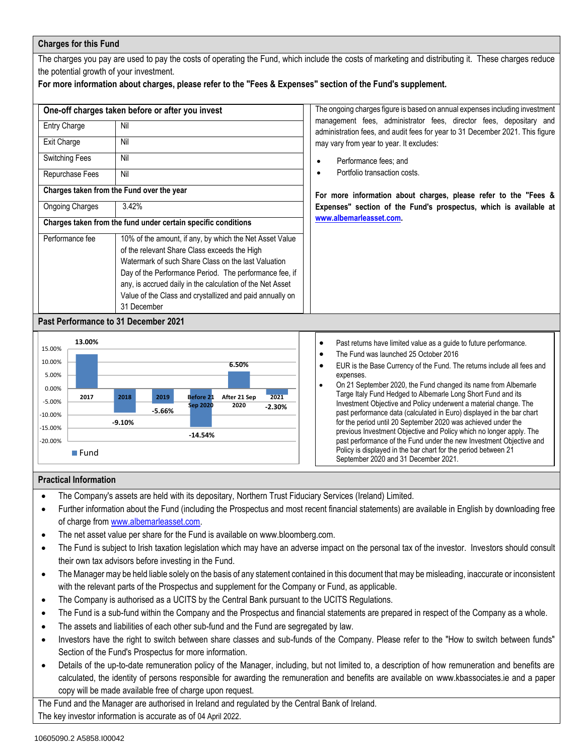## Charges for this Fund

The charges you pay are used to pay the costs of operating the Fund, which include the costs of marketing and distributing it. These charges reduce the potential growth of your investment.

**For more information about charges, please refer to the "Fees & Expenses" section of the Fund's supplement.**

| **One-off charges taken before or after you invest** | |
|---|---|
| Entry Charge | Nil |
| Exit Charge | Nil |
| Switching Fees | Nil |
| Repurchase Fees | Nil |
| **Charges taken from the Fund over the year** | |
| Ongoing Charges | 3.42% |
| **Charges taken from the fund under certain specific conditions** | |
| Performance fee | 10% of the amount, if any, by which the Net Asset Value of the relevant Share Class exceeds the High Watermark of such Share Class on the last Valuation Day of the Performance Period. The performance fee, if any, is accrued daily in the calculation of the Net Asset Value of the Class and crystallized and paid annually on 31 December |

The ongoing charges figure is based on annual expenses including investment management fees, administrator fees, director fees, depositary and administration fees, and audit fees for year to 31 December 2021. This figure may vary from year to year. It excludes:

- Performance fees; and
- Portfolio transaction costs.

**For more information about charges, please refer to the "Fees & Expenses" section of the Fund's prospectus, which is available at [www.albemarleasset.com](http://www.albemarleasset.com).**

## Past Performance to 31 December 2021

15.00%
10.00%
5.00%
0.00%
-5.00%
-10.00%
-15.00%
-20.00%

2017: 13.00%
2018: -9.10%
2019: -5.66%
Before 21 Sep 2020: -14.54%
After 21 Sep 2020: 6.50%
2021: -2.30%

Fund

- Past returns have limited value as a guide to future performance.
- The Fund was launched 25 October 2016
- EUR is the Base Currency of the Fund. The returns include all fees and expenses.
- On 21 September 2020, the Fund changed its name from Albemarle Targe Italy Fund Hedged to Albemarle Long Short Fund and its Investment Objective and Policy underwent a material change. The past performance data (calculated in Euro) displayed in the bar chart for the period until 20 September 2020 was achieved under the previous Investment Objective and Policy which no longer apply. The past performance of the Fund under the new Investment Objective and Policy is displayed in the bar chart for the period between 21 September 2020 and 31 December 2021.

## Practical Information

- The Company's assets are held with its depositary, Northern Trust Fiduciary Services (Ireland) Limited.
- Further information about the Fund (including the Prospectus and most recent financial statements) are available in English by downloading free of charge from [www.albemarleasset.com](http://www.albemarleasset.com).
- The net asset value per share for the Fund is available on www.bloomberg.com.
- The Fund is subject to Irish taxation legislation which may have an adverse impact on the personal tax of the investor. Investors should consult their own tax advisors before investing in the Fund.
- The Manager may be held liable solely on the basis of any statement contained in this document that may be misleading, inaccurate or inconsistent with the relevant parts of the Prospectus and supplement for the Company or Fund, as applicable.
- The Company is authorised as a UCITS by the Central Bank pursuant to the UCITS Regulations.
- The Fund is a sub-fund within the Company and the Prospectus and financial statements are prepared in respect of the Company as a whole.
- The assets and liabilities of each other sub-fund and the Fund are segregated by law.
- Investors have the right to switch between share classes and sub-funds of the Company. Please refer to the "How to switch between funds" Section of the Fund's Prospectus for more information.
- Details of the up-to-date remuneration policy of the Manager, including, but not limited to, a description of how remuneration and benefits are calculated, the identity of persons responsible for awarding the remuneration and benefits are available on www.kbassociates.ie and a paper copy will be made available free of charge upon request.

The Fund and the Manager are authorised in Ireland and regulated by the Central Bank of Ireland.
The key investor information is accurate as of 04 April 2022.

10605090.2 A5858.I00042